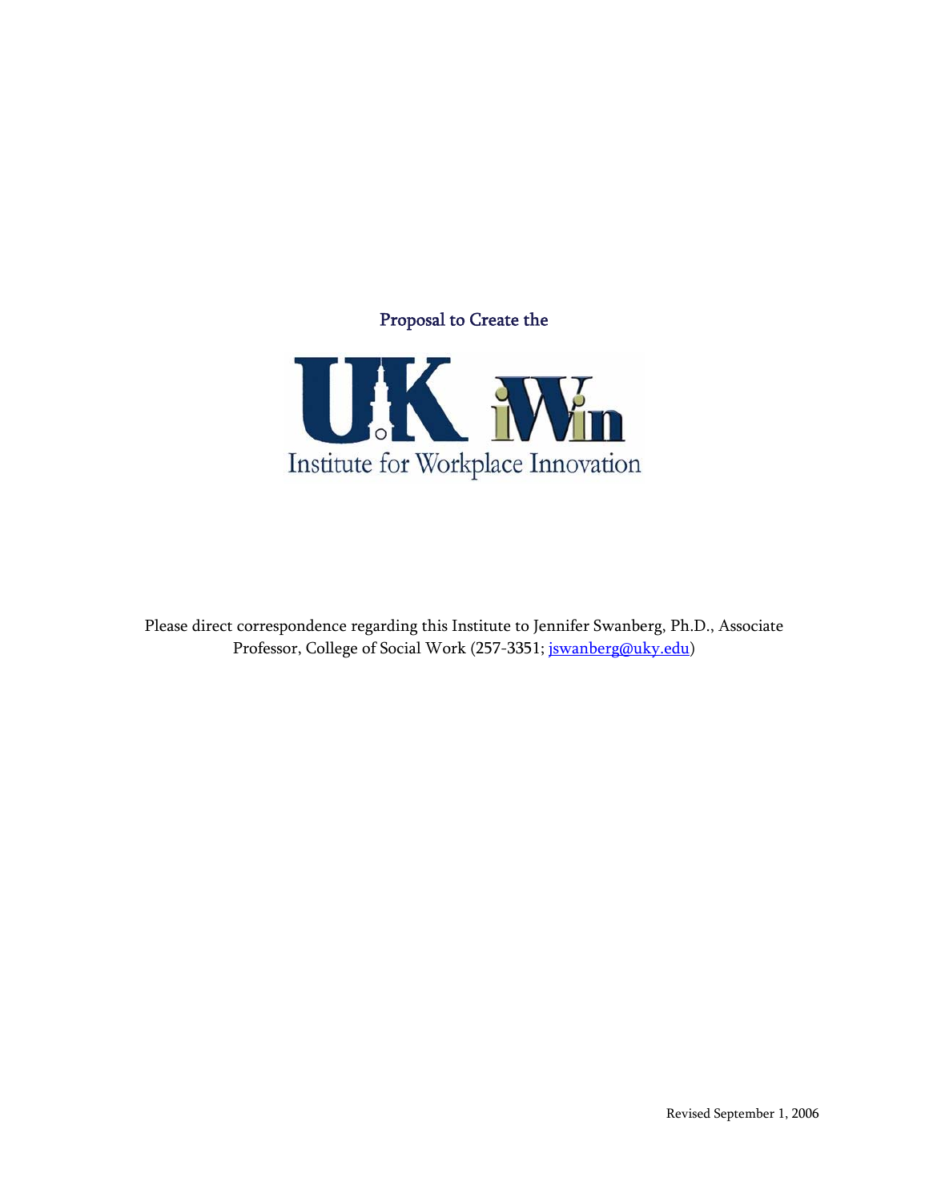Proposal to Create the

# UK iWin

## Institute for Workplace Innovation

Please direct correspondence regarding this Institute to Jennifer Swanberg, Ph.D., Associate Professor, College of Social Work (257-3351; jswanberg@uky.edu)

Revised September 1, 2006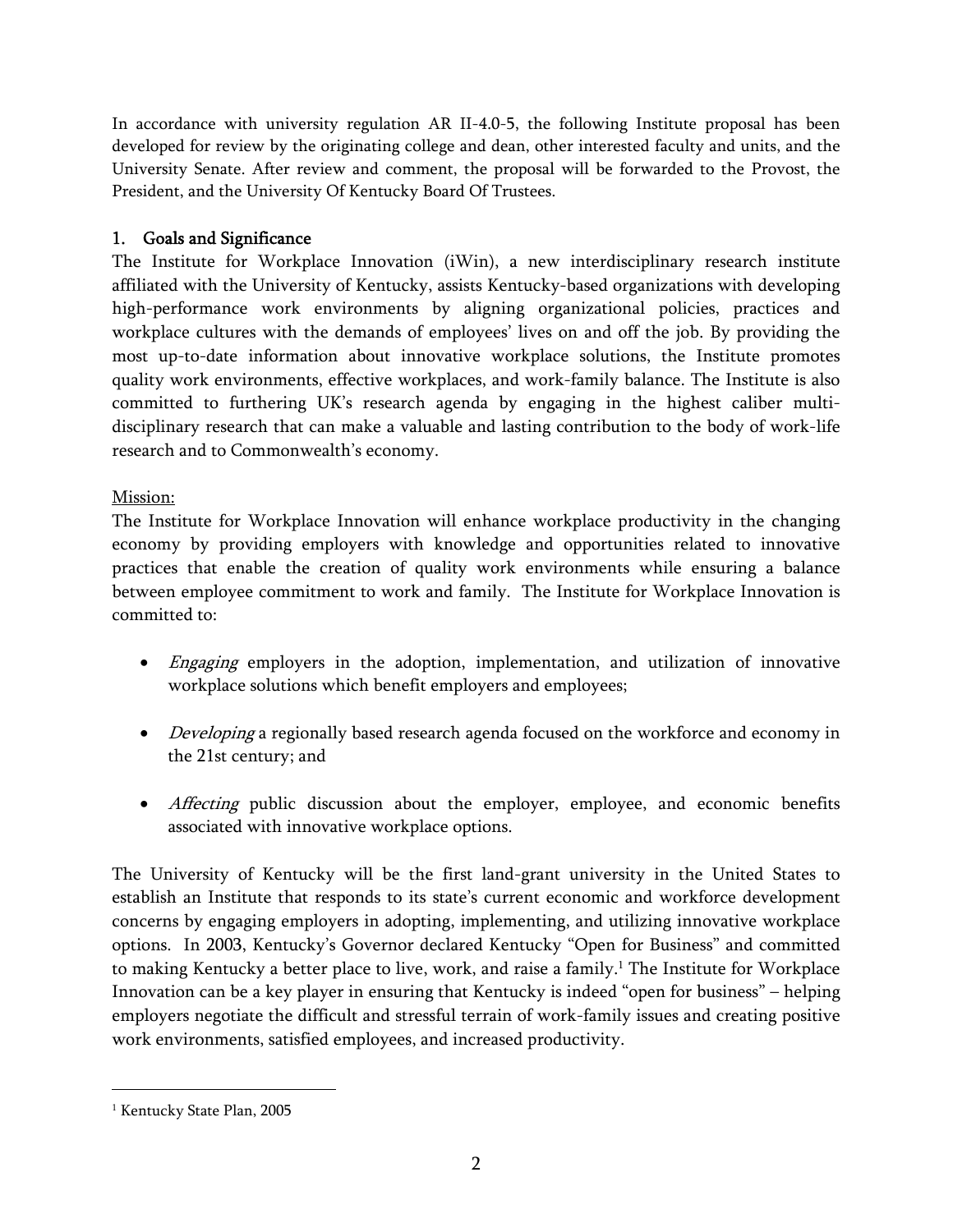In accordance with university regulation AR II-4.0-5, the following Institute proposal has been developed for review by the originating college and dean, other interested faculty and units, and the University Senate. After review and comment, the proposal will be forwarded to the Provost, the President, and the University Of Kentucky Board Of Trustees.

## 1. Goals and Significance

The Institute for Workplace Innovation (iWin), a new interdisciplinary research institute affiliated with the University of Kentucky, assists Kentucky-based organizations with developing high-performance work environments by aligning organizational policies, practices and workplace cultures with the demands of employees' lives on and off the job. By providing the most up-to-date information about innovative workplace solutions, the Institute promotes quality work environments, effective workplaces, and work-family balance. The Institute is also committed to furthering UK's research agenda by engaging in the highest caliber multi-disciplinary research that can make a valuable and lasting contribution to the body of work-life research and to Commonwealth's economy.

Mission:

The Institute for Workplace Innovation will enhance workplace productivity in the changing economy by providing employers with knowledge and opportunities related to innovative practices that enable the creation of quality work environments while ensuring a balance between employee commitment to work and family. The Institute for Workplace Innovation is committed to:

- *Engaging* employers in the adoption, implementation, and utilization of innovative workplace solutions which benefit employers and employees;
- *Developing* a regionally based research agenda focused on the workforce and economy in the 21st century; and
- *Affecting* public discussion about the employer, employee, and economic benefits associated with innovative workplace options.

The University of Kentucky will be the first land-grant university in the United States to establish an Institute that responds to its state's current economic and workforce development concerns by engaging employers in adopting, implementing, and utilizing innovative workplace options. In 2003, Kentucky's Governor declared Kentucky "Open for Business" and committed to making Kentucky a better place to live, work, and raise a family.[1] The Institute for Workplace Innovation can be a key player in ensuring that Kentucky is indeed "open for business" – helping employers negotiate the difficult and stressful terrain of work-family issues and creating positive work environments, satisfied employees, and increased productivity.

[1] Kentucky State Plan, 2005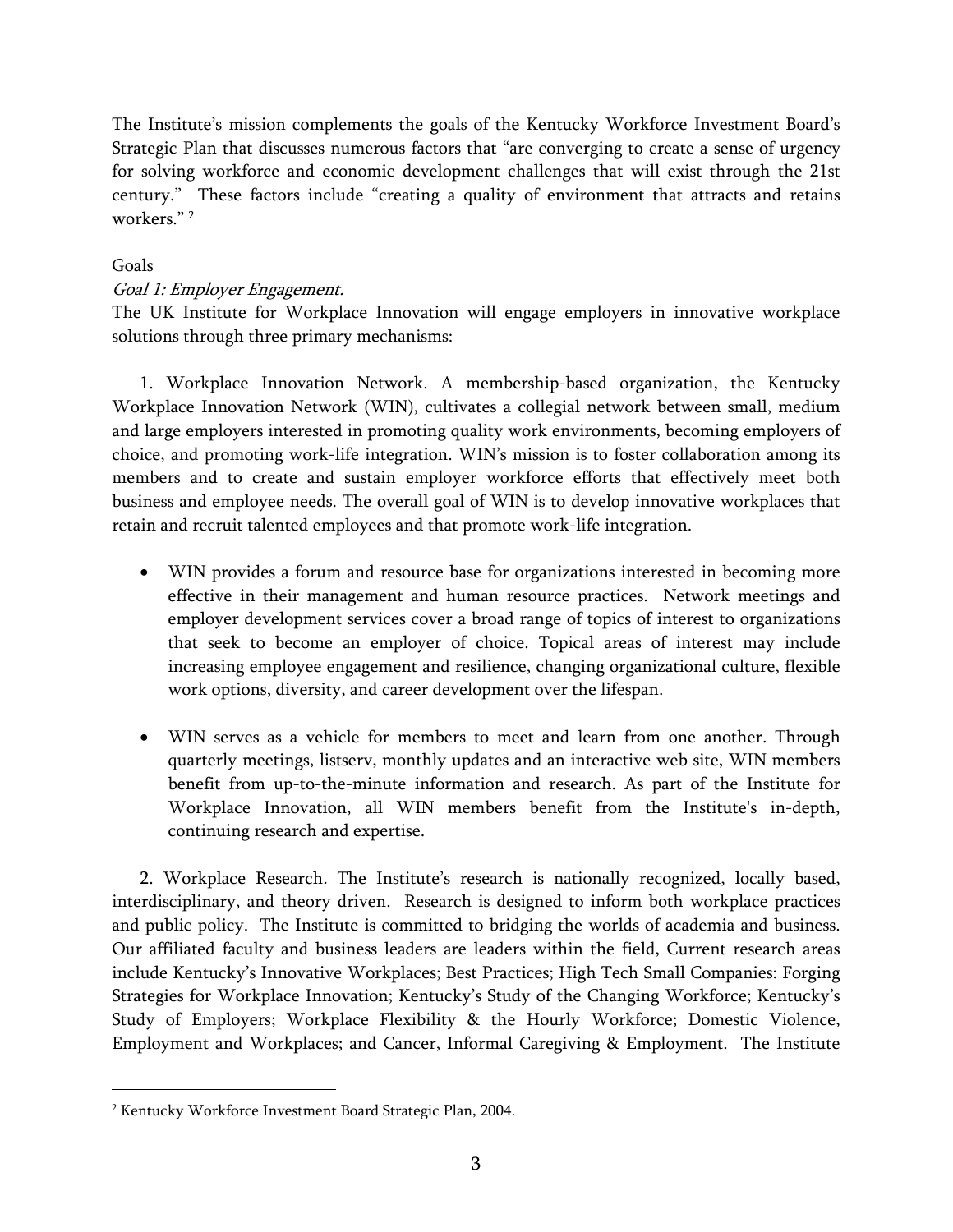The Institute's mission complements the goals of the Kentucky Workforce Investment Board's Strategic Plan that discusses numerous factors that "are converging to create a sense of urgency for solving workforce and economic development challenges that will exist through the 21st century." These factors include "creating a quality of environment that attracts and retains workers." [2]

Goals

*Goal 1: Employer Engagement.*

The UK Institute for Workplace Innovation will engage employers in innovative workplace solutions through three primary mechanisms:

1. Workplace Innovation Network. A membership-based organization, the Kentucky Workplace Innovation Network (WIN), cultivates a collegial network between small, medium and large employers interested in promoting quality work environments, becoming employers of choice, and promoting work-life integration. WIN's mission is to foster collaboration among its members and to create and sustain employer workforce efforts that effectively meet both business and employee needs. The overall goal of WIN is to develop innovative workplaces that retain and recruit talented employees and that promote work-life integration.

- WIN provides a forum and resource base for organizations interested in becoming more effective in their management and human resource practices. Network meetings and employer development services cover a broad range of topics of interest to organizations that seek to become an employer of choice. Topical areas of interest may include increasing employee engagement and resilience, changing organizational culture, flexible work options, diversity, and career development over the lifespan.

- WIN serves as a vehicle for members to meet and learn from one another. Through quarterly meetings, listserv, monthly updates and an interactive web site, WIN members benefit from up-to-the-minute information and research. As part of the Institute for Workplace Innovation, all WIN members benefit from the Institute's in-depth, continuing research and expertise.

2. Workplace Research. The Institute's research is nationally recognized, locally based, interdisciplinary, and theory driven. Research is designed to inform both workplace practices and public policy. The Institute is committed to bridging the worlds of academia and business. Our affiliated faculty and business leaders are leaders within the field, Current research areas include Kentucky's Innovative Workplaces; Best Practices; High Tech Small Companies: Forging Strategies for Workplace Innovation; Kentucky's Study of the Changing Workforce; Kentucky's Study of Employers; Workplace Flexibility & the Hourly Workforce; Domestic Violence, Employment and Workplaces; and Cancer, Informal Caregiving & Employment. The Institute

[2] Kentucky Workforce Investment Board Strategic Plan, 2004.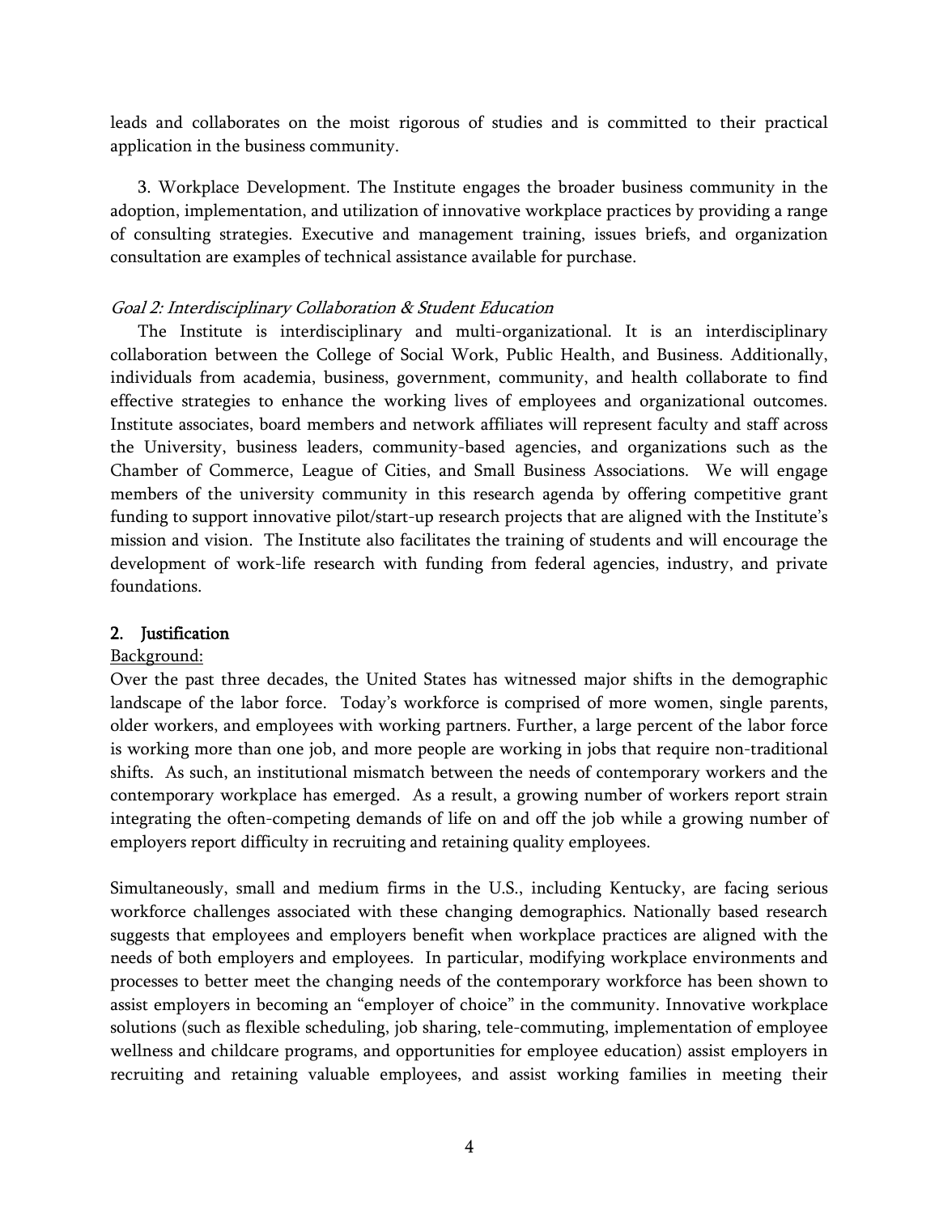leads and collaborates on the moist rigorous of studies and is committed to their practical application in the business community.

3. Workplace Development. The Institute engages the broader business community in the adoption, implementation, and utilization of innovative workplace practices by providing a range of consulting strategies. Executive and management training, issues briefs, and organization consultation are examples of technical assistance available for purchase.

*Goal 2: Interdisciplinary Collaboration & Student Education*

The Institute is interdisciplinary and multi-organizational. It is an interdisciplinary collaboration between the College of Social Work, Public Health, and Business. Additionally, individuals from academia, business, government, community, and health collaborate to find effective strategies to enhance the working lives of employees and organizational outcomes. Institute associates, board members and network affiliates will represent faculty and staff across the University, business leaders, community-based agencies, and organizations such as the Chamber of Commerce, League of Cities, and Small Business Associations. We will engage members of the university community in this research agenda by offering competitive grant funding to support innovative pilot/start-up research projects that are aligned with the Institute's mission and vision. The Institute also facilitates the training of students and will encourage the development of work-life research with funding from federal agencies, industry, and private foundations.

## 2. Justification

Background:

Over the past three decades, the United States has witnessed major shifts in the demographic landscape of the labor force. Today's workforce is comprised of more women, single parents, older workers, and employees with working partners. Further, a large percent of the labor force is working more than one job, and more people are working in jobs that require non-traditional shifts. As such, an institutional mismatch between the needs of contemporary workers and the contemporary workplace has emerged. As a result, a growing number of workers report strain integrating the often-competing demands of life on and off the job while a growing number of employers report difficulty in recruiting and retaining quality employees.

Simultaneously, small and medium firms in the U.S., including Kentucky, are facing serious workforce challenges associated with these changing demographics. Nationally based research suggests that employees and employers benefit when workplace practices are aligned with the needs of both employers and employees. In particular, modifying workplace environments and processes to better meet the changing needs of the contemporary workforce has been shown to assist employers in becoming an "employer of choice" in the community. Innovative workplace solutions (such as flexible scheduling, job sharing, tele-commuting, implementation of employee wellness and childcare programs, and opportunities for employee education) assist employers in recruiting and retaining valuable employees, and assist working families in meeting their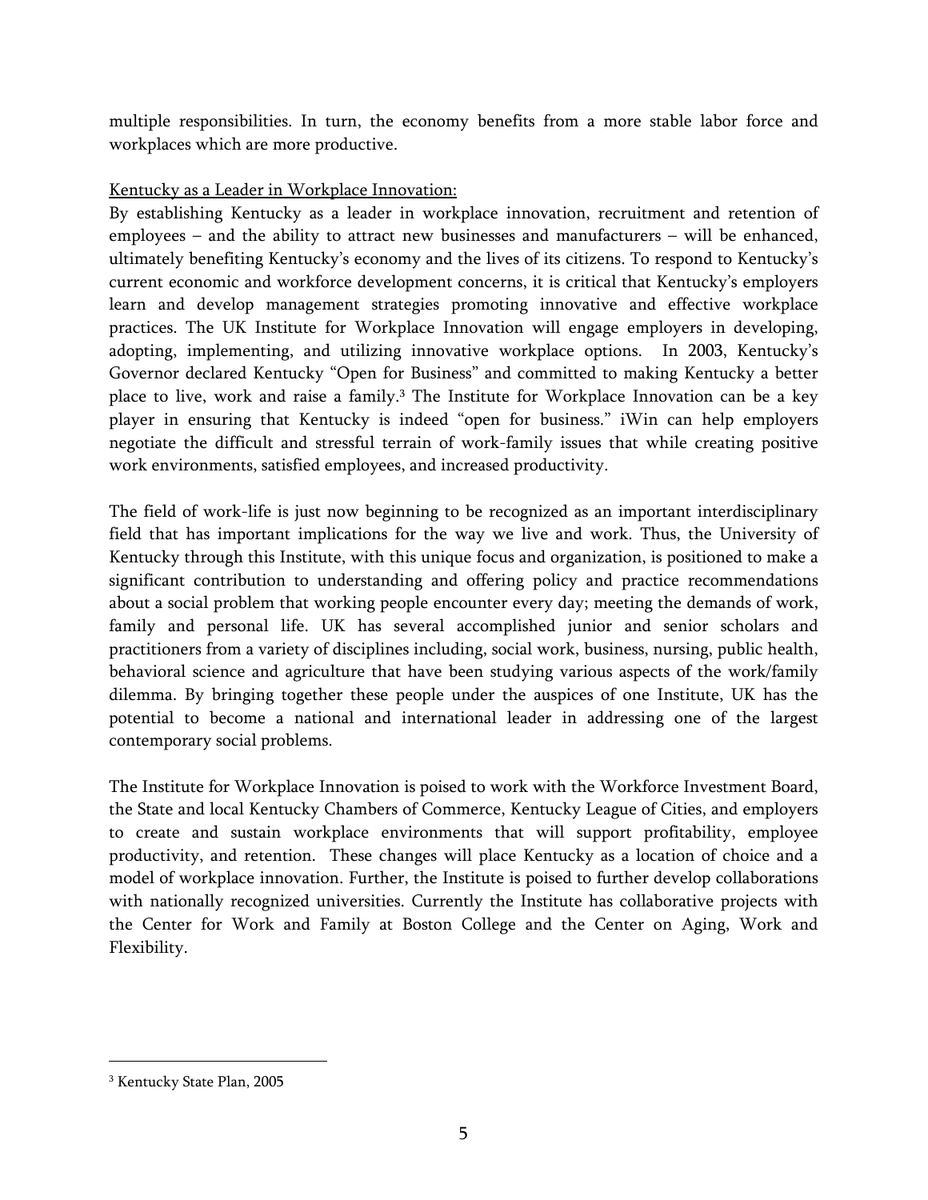multiple responsibilities. In turn, the economy benefits from a more stable labor force and workplaces which are more productive.

Kentucky as a Leader in Workplace Innovation:

By establishing Kentucky as a leader in workplace innovation, recruitment and retention of employees – and the ability to attract new businesses and manufacturers – will be enhanced, ultimately benefiting Kentucky's economy and the lives of its citizens. To respond to Kentucky's current economic and workforce development concerns, it is critical that Kentucky's employers learn and develop management strategies promoting innovative and effective workplace practices. The UK Institute for Workplace Innovation will engage employers in developing, adopting, implementing, and utilizing innovative workplace options. In 2003, Kentucky's Governor declared Kentucky "Open for Business" and committed to making Kentucky a better place to live, work and raise a family.[3] The Institute for Workplace Innovation can be a key player in ensuring that Kentucky is indeed "open for business." iWin can help employers negotiate the difficult and stressful terrain of work-family issues that while creating positive work environments, satisfied employees, and increased productivity.

The field of work-life is just now beginning to be recognized as an important interdisciplinary field that has important implications for the way we live and work. Thus, the University of Kentucky through this Institute, with this unique focus and organization, is positioned to make a significant contribution to understanding and offering policy and practice recommendations about a social problem that working people encounter every day; meeting the demands of work, family and personal life. UK has several accomplished junior and senior scholars and practitioners from a variety of disciplines including, social work, business, nursing, public health, behavioral science and agriculture that have been studying various aspects of the work/family dilemma. By bringing together these people under the auspices of one Institute, UK has the potential to become a national and international leader in addressing one of the largest contemporary social problems.

The Institute for Workplace Innovation is poised to work with the Workforce Investment Board, the State and local Kentucky Chambers of Commerce, Kentucky League of Cities, and employers to create and sustain workplace environments that will support profitability, employee productivity, and retention. These changes will place Kentucky as a location of choice and a model of workplace innovation. Further, the Institute is poised to further develop collaborations with nationally recognized universities. Currently the Institute has collaborative projects with the Center for Work and Family at Boston College and the Center on Aging, Work and Flexibility.

[3] Kentucky State Plan, 2005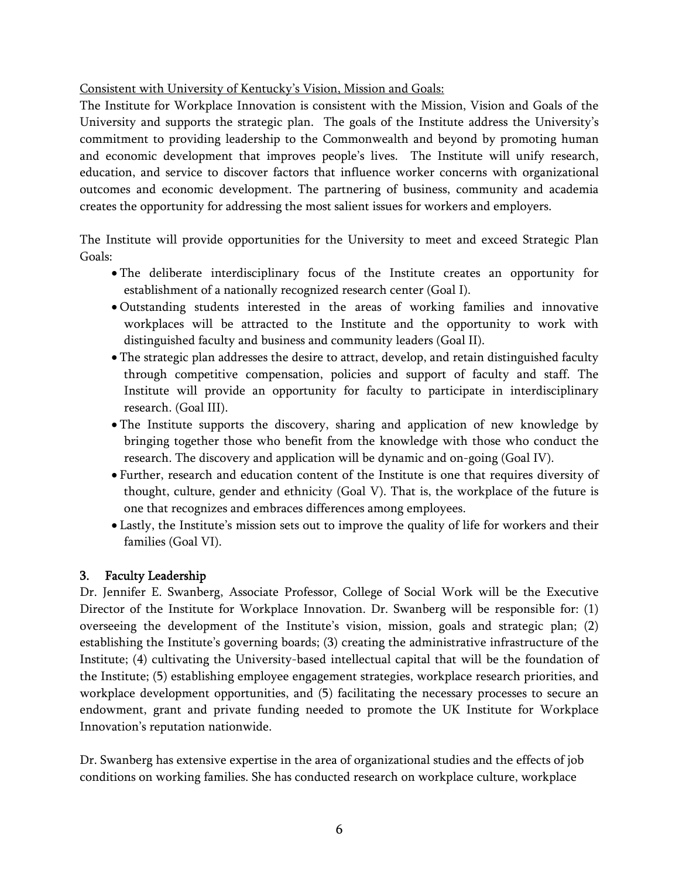Consistent with University of Kentucky's Vision, Mission and Goals:

The Institute for Workplace Innovation is consistent with the Mission, Vision and Goals of the University and supports the strategic plan. The goals of the Institute address the University's commitment to providing leadership to the Commonwealth and beyond by promoting human and economic development that improves people's lives. The Institute will unify research, education, and service to discover factors that influence worker concerns with organizational outcomes and economic development. The partnering of business, community and academia creates the opportunity for addressing the most salient issues for workers and employers.

The Institute will provide opportunities for the University to meet and exceed Strategic Plan Goals:

- The deliberate interdisciplinary focus of the Institute creates an opportunity for establishment of a nationally recognized research center (Goal I).
- Outstanding students interested in the areas of working families and innovative workplaces will be attracted to the Institute and the opportunity to work with distinguished faculty and business and community leaders (Goal II).
- The strategic plan addresses the desire to attract, develop, and retain distinguished faculty through competitive compensation, policies and support of faculty and staff. The Institute will provide an opportunity for faculty to participate in interdisciplinary research. (Goal III).
- The Institute supports the discovery, sharing and application of new knowledge by bringing together those who benefit from the knowledge with those who conduct the research. The discovery and application will be dynamic and on-going (Goal IV).
- Further, research and education content of the Institute is one that requires diversity of thought, culture, gender and ethnicity (Goal V). That is, the workplace of the future is one that recognizes and embraces differences among employees.
- Lastly, the Institute's mission sets out to improve the quality of life for workers and their families (Goal VI).

## 3. Faculty Leadership

Dr. Jennifer E. Swanberg, Associate Professor, College of Social Work will be the Executive Director of the Institute for Workplace Innovation. Dr. Swanberg will be responsible for: (1) overseeing the development of the Institute's vision, mission, goals and strategic plan; (2) establishing the Institute's governing boards; (3) creating the administrative infrastructure of the Institute; (4) cultivating the University-based intellectual capital that will be the foundation of the Institute; (5) establishing employee engagement strategies, workplace research priorities, and workplace development opportunities, and (5) facilitating the necessary processes to secure an endowment, grant and private funding needed to promote the UK Institute for Workplace Innovation's reputation nationwide.

Dr. Swanberg has extensive expertise in the area of organizational studies and the effects of job conditions on working families. She has conducted research on workplace culture, workplace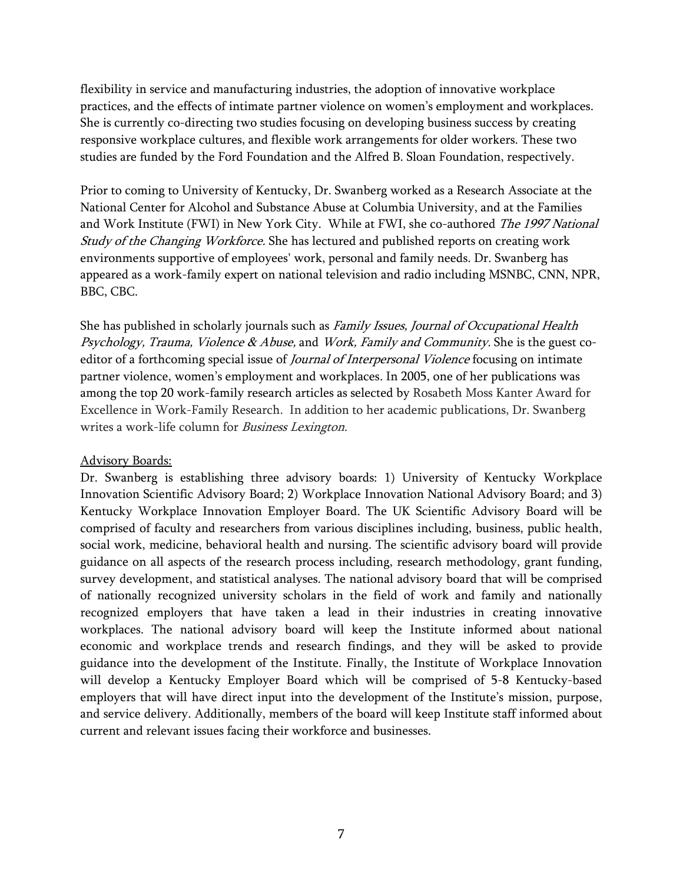flexibility in service and manufacturing industries, the adoption of innovative workplace practices, and the effects of intimate partner violence on women's employment and workplaces. She is currently co-directing two studies focusing on developing business success by creating responsive workplace cultures, and flexible work arrangements for older workers. These two studies are funded by the Ford Foundation and the Alfred B. Sloan Foundation, respectively.

Prior to coming to University of Kentucky, Dr. Swanberg worked as a Research Associate at the National Center for Alcohol and Substance Abuse at Columbia University, and at the Families and Work Institute (FWI) in New York City. While at FWI, she co-authored *The 1997 National Study of the Changing Workforce*. She has lectured and published reports on creating work environments supportive of employees' work, personal and family needs. Dr. Swanberg has appeared as a work-family expert on national television and radio including MSNBC, CNN, NPR, BBC, CBC.

She has published in scholarly journals such as *Family Issues, Journal of Occupational Health Psychology, Trauma, Violence & Abuse,* and *Work, Family and Community.* She is the guest co-editor of a forthcoming special issue of *Journal of Interpersonal Violence* focusing on intimate partner violence, women's employment and workplaces. In 2005, one of her publications was among the top 20 work-family research articles as selected by Rosabeth Moss Kanter Award for Excellence in Work-Family Research. In addition to her academic publications, Dr. Swanberg writes a work-life column for *Business Lexington.*

<u>Advisory Boards:</u>

Dr. Swanberg is establishing three advisory boards: 1) University of Kentucky Workplace Innovation Scientific Advisory Board; 2) Workplace Innovation National Advisory Board; and 3) Kentucky Workplace Innovation Employer Board. The UK Scientific Advisory Board will be comprised of faculty and researchers from various disciplines including, business, public health, social work, medicine, behavioral health and nursing. The scientific advisory board will provide guidance on all aspects of the research process including, research methodology, grant funding, survey development, and statistical analyses. The national advisory board that will be comprised of nationally recognized university scholars in the field of work and family and nationally recognized employers that have taken a lead in their industries in creating innovative workplaces. The national advisory board will keep the Institute informed about national economic and workplace trends and research findings, and they will be asked to provide guidance into the development of the Institute. Finally, the Institute of Workplace Innovation will develop a Kentucky Employer Board which will be comprised of 5-8 Kentucky-based employers that will have direct input into the development of the Institute's mission, purpose, and service delivery. Additionally, members of the board will keep Institute staff informed about current and relevant issues facing their workforce and businesses.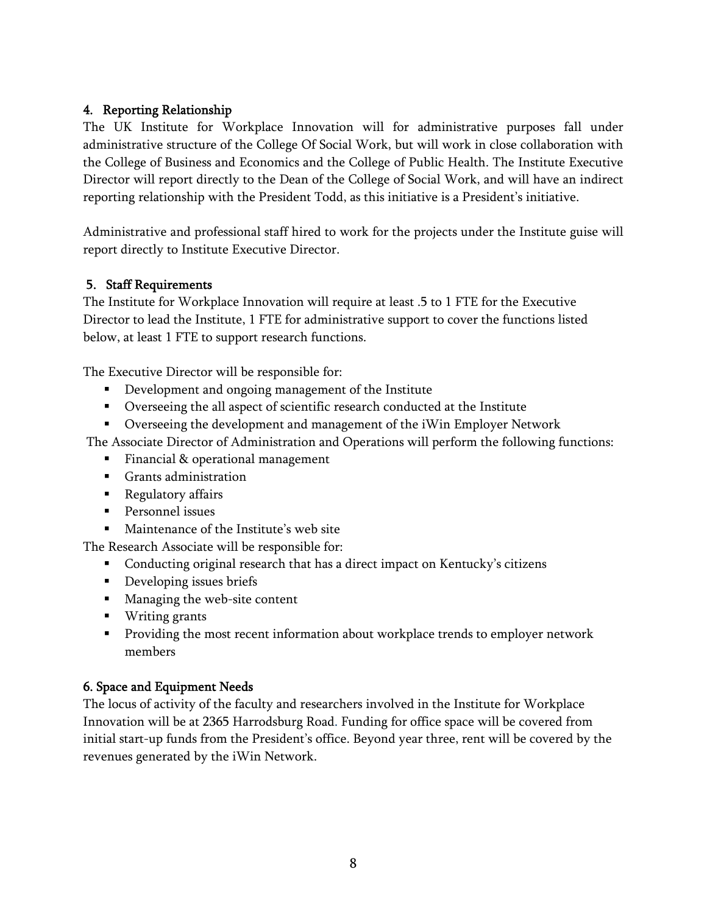## 4. Reporting Relationship

The UK Institute for Workplace Innovation will for administrative purposes fall under administrative structure of the College Of Social Work, but will work in close collaboration with the College of Business and Economics and the College of Public Health. The Institute Executive Director will report directly to the Dean of the College of Social Work, and will have an indirect reporting relationship with the President Todd, as this initiative is a President's initiative.

Administrative and professional staff hired to work for the projects under the Institute guise will report directly to Institute Executive Director.

## 5. Staff Requirements

The Institute for Workplace Innovation will require at least .5 to 1 FTE for the Executive Director to lead the Institute, 1 FTE for administrative support to cover the functions listed below, at least 1 FTE to support research functions.

The Executive Director will be responsible for:

- Development and ongoing management of the Institute
- Overseeing the all aspect of scientific research conducted at the Institute
- Overseeing the development and management of the iWin Employer Network

The Associate Director of Administration and Operations will perform the following functions:

- Financial & operational management
- Grants administration
- Regulatory affairs
- Personnel issues
- Maintenance of the Institute's web site

The Research Associate will be responsible for:

- Conducting original research that has a direct impact on Kentucky's citizens
- Developing issues briefs
- Managing the web-site content
- Writing grants
- Providing the most recent information about workplace trends to employer network members

## 6. Space and Equipment Needs

The locus of activity of the faculty and researchers involved in the Institute for Workplace Innovation will be at 2365 Harrodsburg Road. Funding for office space will be covered from initial start-up funds from the President's office. Beyond year three, rent will be covered by the revenues generated by the iWin Network.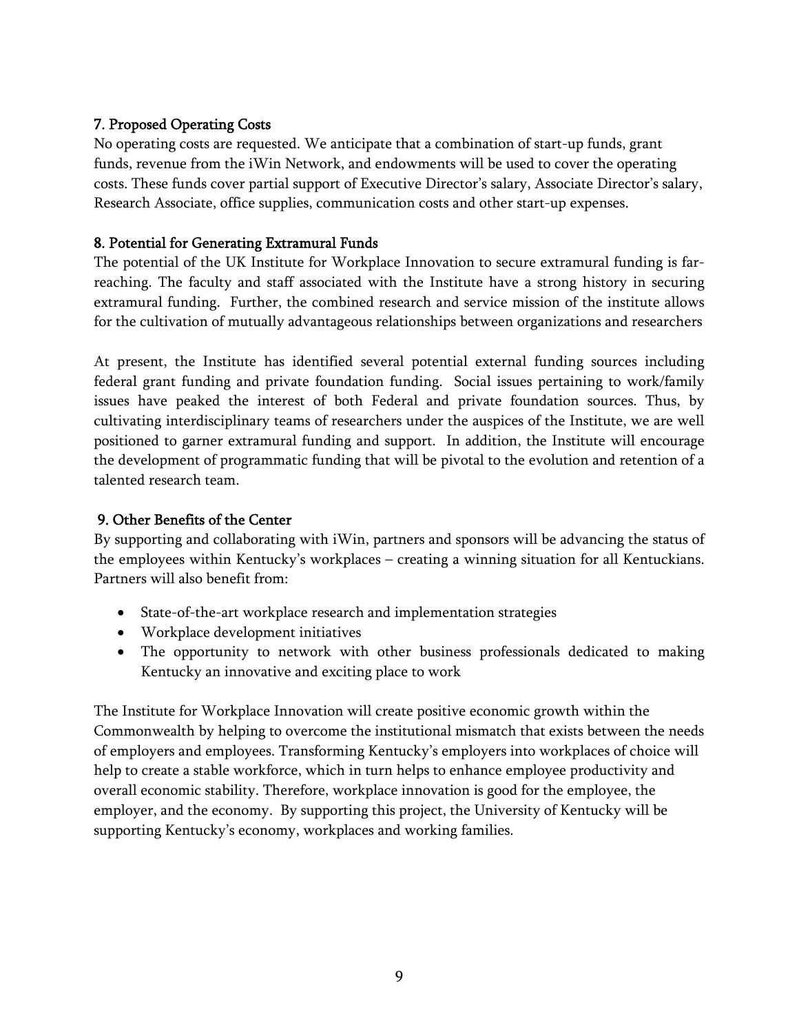### 7. Proposed Operating Costs

No operating costs are requested. We anticipate that a combination of start-up funds, grant funds, revenue from the iWin Network, and endowments will be used to cover the operating costs. These funds cover partial support of Executive Director's salary, Associate Director's salary, Research Associate, office supplies, communication costs and other start-up expenses.

### 8. Potential for Generating Extramural Funds

The potential of the UK Institute for Workplace Innovation to secure extramural funding is far-reaching. The faculty and staff associated with the Institute have a strong history in securing extramural funding. Further, the combined research and service mission of the institute allows for the cultivation of mutually advantageous relationships between organizations and researchers

At present, the Institute has identified several potential external funding sources including federal grant funding and private foundation funding. Social issues pertaining to work/family issues have peaked the interest of both Federal and private foundation sources. Thus, by cultivating interdisciplinary teams of researchers under the auspices of the Institute, we are well positioned to garner extramural funding and support. In addition, the Institute will encourage the development of programmatic funding that will be pivotal to the evolution and retention of a talented research team.

### 9. Other Benefits of the Center

By supporting and collaborating with iWin, partners and sponsors will be advancing the status of the employees within Kentucky's workplaces – creating a winning situation for all Kentuckians. Partners will also benefit from:

- State-of-the-art workplace research and implementation strategies
- Workplace development initiatives
- The opportunity to network with other business professionals dedicated to making Kentucky an innovative and exciting place to work

The Institute for Workplace Innovation will create positive economic growth within the Commonwealth by helping to overcome the institutional mismatch that exists between the needs of employers and employees. Transforming Kentucky's employers into workplaces of choice will help to create a stable workforce, which in turn helps to enhance employee productivity and overall economic stability. Therefore, workplace innovation is good for the employee, the employer, and the economy. By supporting this project, the University of Kentucky will be supporting Kentucky's economy, workplaces and working families.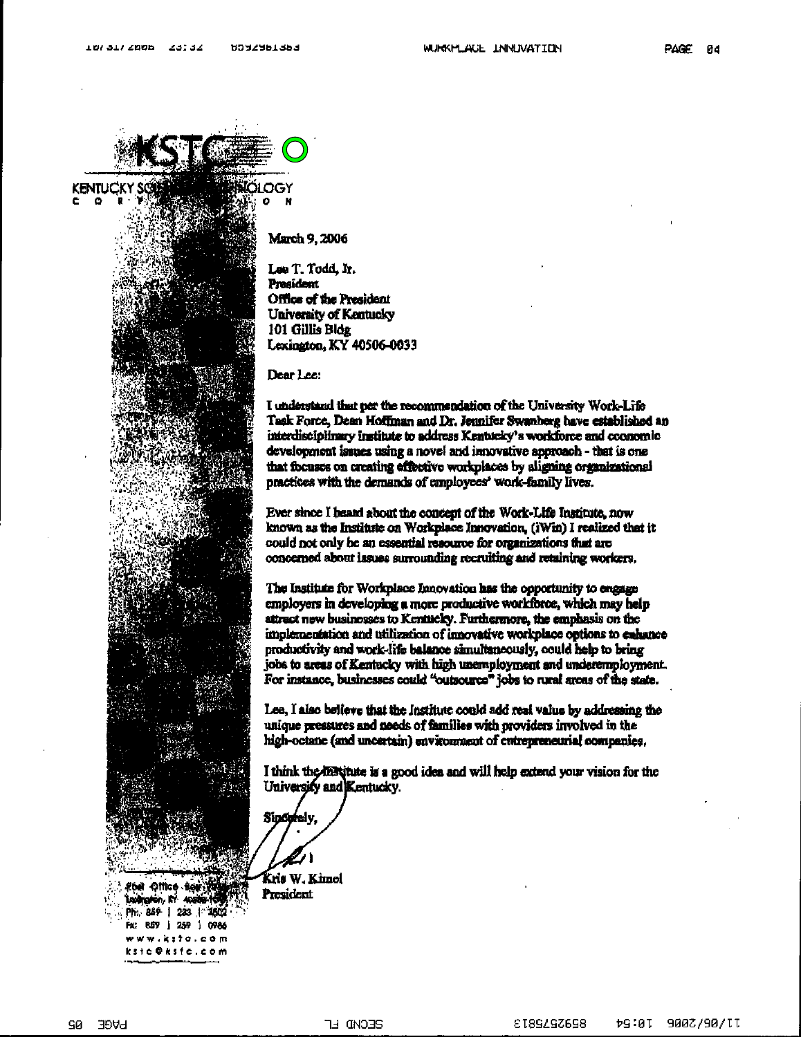KSTC

KENTUCKY SCIENCE AND TECHNOLOGY CORPORATION

March 9, 2006

Lee T. Todd, Jr.
President
Office of the President
University of Kentucky
101 Gillis Bldg
Lexington, KY 40506-0033

Dear Lee:

I understand that per the recommendation of the University Work-Life Task Force, Dean Hoffman and Dr. Jennifer Swanberg have established an interdisciplinary institute to address Kentucky's workforce and economic development issues using a novel and innovative approach - that is one that focuses on creating effective workplaces by aligning organizational practices with the demands of employees' work-family lives.

Ever since I heard about the concept of the Work-Life Institute, now known as the Institute on Workplace Innovation, (iWin) I realized that it could not only be an essential resource for organizations that are concerned about issues surrounding recruiting and retaining workers.

The Institute for Workplace Innovation has the opportunity to engage employers in developing a more productive workforce, which may help attract new businesses to Kentucky. Furthermore, the emphasis on the implementation and utilization of innovative workplace options to enhance productivity and work-life balance simultaneously, could help to bring jobs to areas of Kentucky with high unemployment and underemployment. For instance, businesses could "outsource" jobs to rural areas of the state.

Lee, I also believe that the Institute could add real value by addressing the unique pressures and needs of families with providers involved in the high-octane (and uncertain) environment of entrepreneurial companies.

I think the Institute is a good idea and will help extend your vision for the University and Kentucky.

Sincerely,

Kris W. Kimel
President

Post Office Box
Lexington, KY 40588
Ph: 859 | 233 | 3502
Fx: 859 | 259 | 0986
www.kstc.com
kstc@kstc.com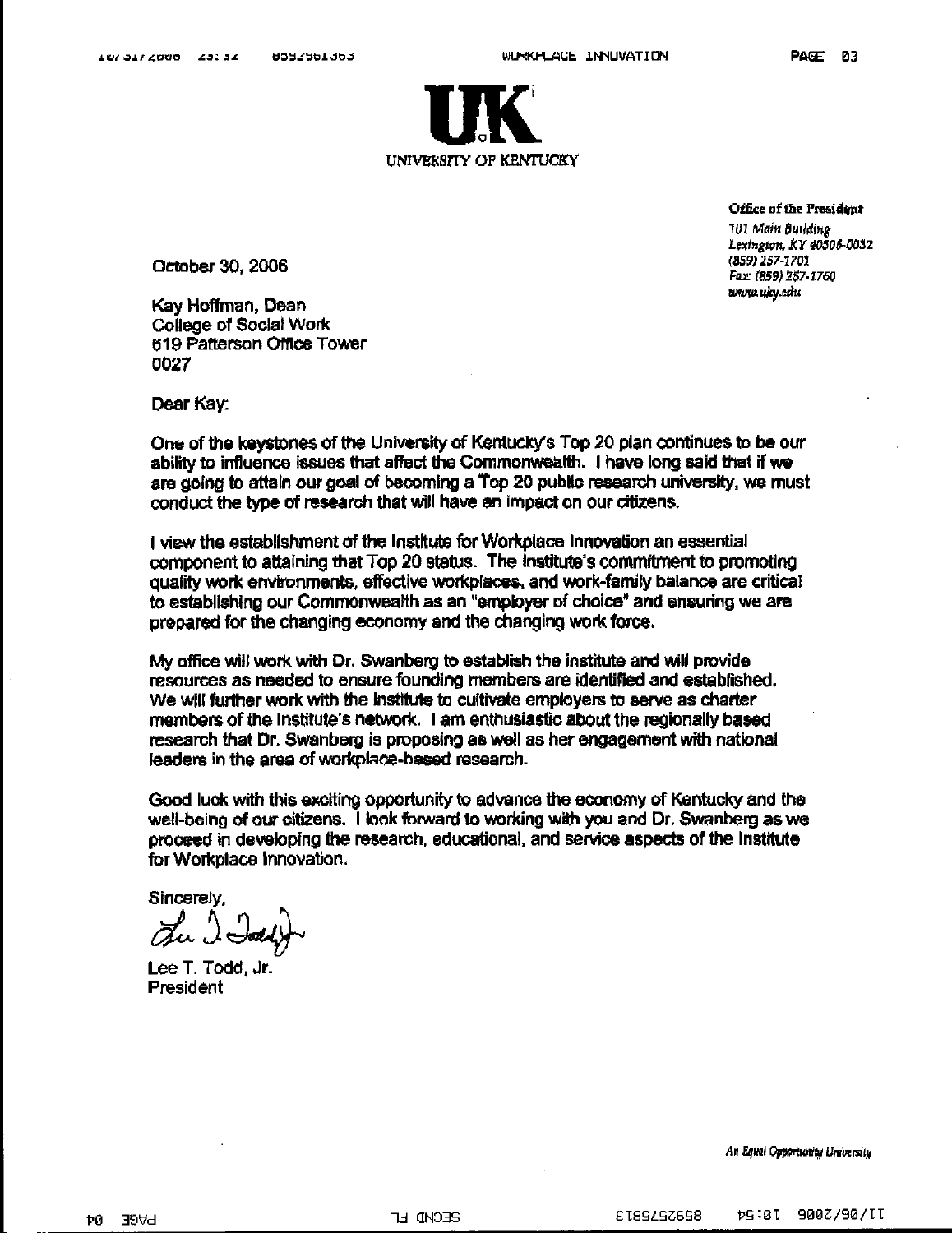UK

UNIVERSITY OF KENTUCKY

Office of the President
*101 Main Building*
*Lexington, KY 40506-0032*
*(859) 257-1701*
*Fax: (859) 257-1760*
*www.uky.edu*

October 30, 2006

Kay Hoffman, Dean
College of Social Work
619 Patterson Office Tower
0027

Dear Kay:

One of the keystones of the University of Kentucky's Top 20 plan continues to be our ability to influence issues that affect the Commonwealth. I have long said that if we are going to attain our goal of becoming a Top 20 public research university, we must conduct the type of research that will have an impact on our citizens.

I view the establishment of the Institute for Workplace Innovation an essential component to attaining that Top 20 status. The Institute's commitment to promoting quality work environments, effective workplaces, and work-family balance are critical to establishing our Commonwealth as an "employer of choice" and ensuring we are prepared for the changing economy and the changing work force.

My office will work with Dr. Swanberg to establish the institute and will provide resources as needed to ensure founding members are identified and established. We will further work with the institute to cultivate employers to serve as charter members of the Institute's network. I am enthusiastic about the regionally based research that Dr. Swanberg is proposing as well as her engagement with national leaders in the area of workplace-based research.

Good luck with this exciting opportunity to advance the economy of Kentucky and the well-being of our citizens. I look forward to working with you and Dr. Swanberg as we proceed in developing the research, educational, and service aspects of the Institute for Workplace Innovation.

Sincerely,

Lee T. Todd, Jr.
President

*An Equal Opportunity University*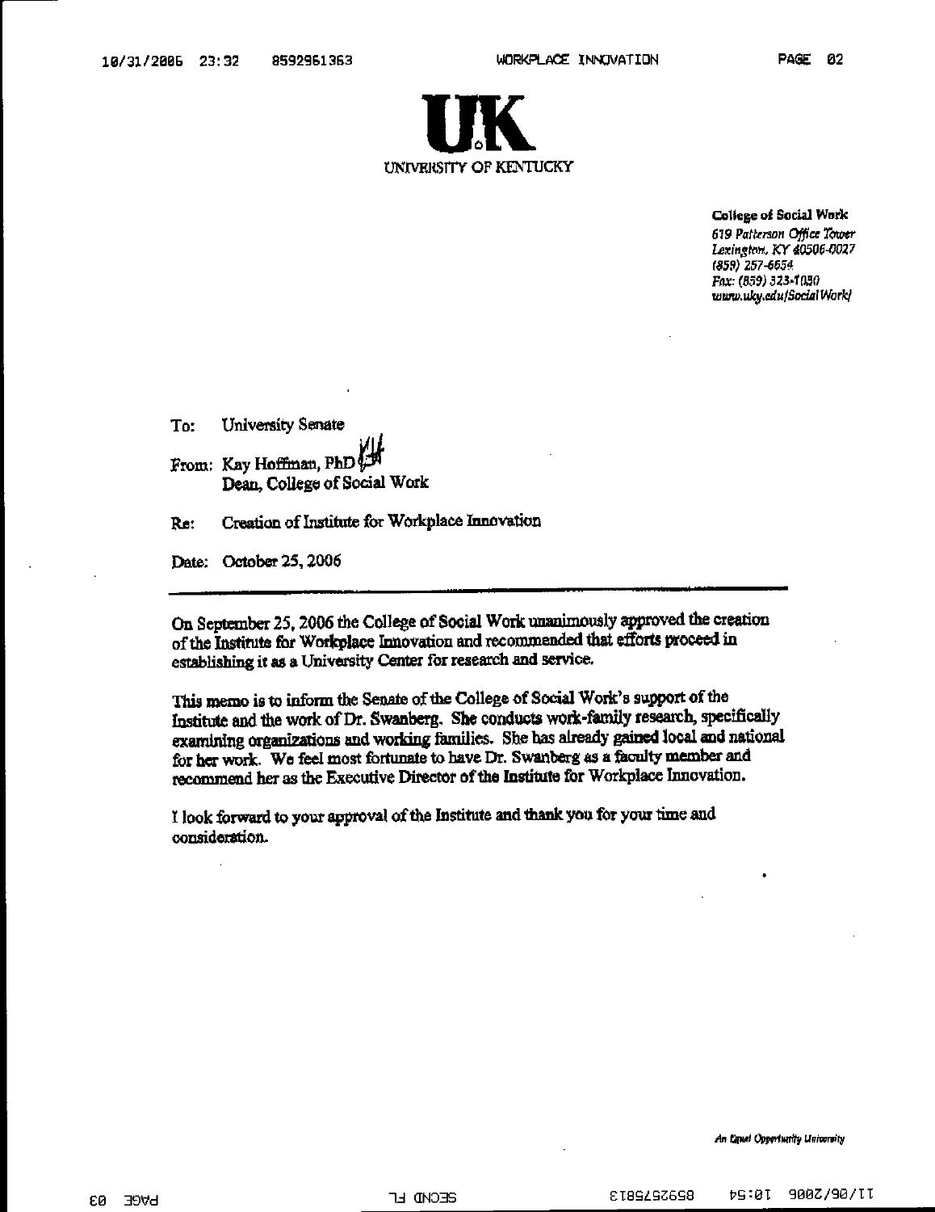UK

UNIVERSITY OF KENTUCKY

**College of Social Work**

*619 Patterson Office Tower*
*Lexington, KY 40506-0027*
*(859) 257-6654*
*Fax: (859) 323-1030*
*www.uky.edu/SocialWork/*

To: University Senate

From: Kay Hoffman, PhD
Dean, College of Social Work

Re: Creation of Institute for Workplace Innovation

Date: October 25, 2006

---

On September 25, 2006 the College of Social Work unanimously approved the creation of the Institute for Workplace Innovation and recommended that efforts proceed in establishing it as a University Center for research and service.

This memo is to inform the Senate of the College of Social Work's support of the Institute and the work of Dr. Swanberg. She conducts work-family research, specifically examining organizations and working families. She has already gained local and national for her work. We feel most fortunate to have Dr. Swanberg as a faculty member and recommend her as the Executive Director of the Institute for Workplace Innovation.

I look forward to your approval of the Institute and thank you for your time and consideration.

*An Equal Opportunity University*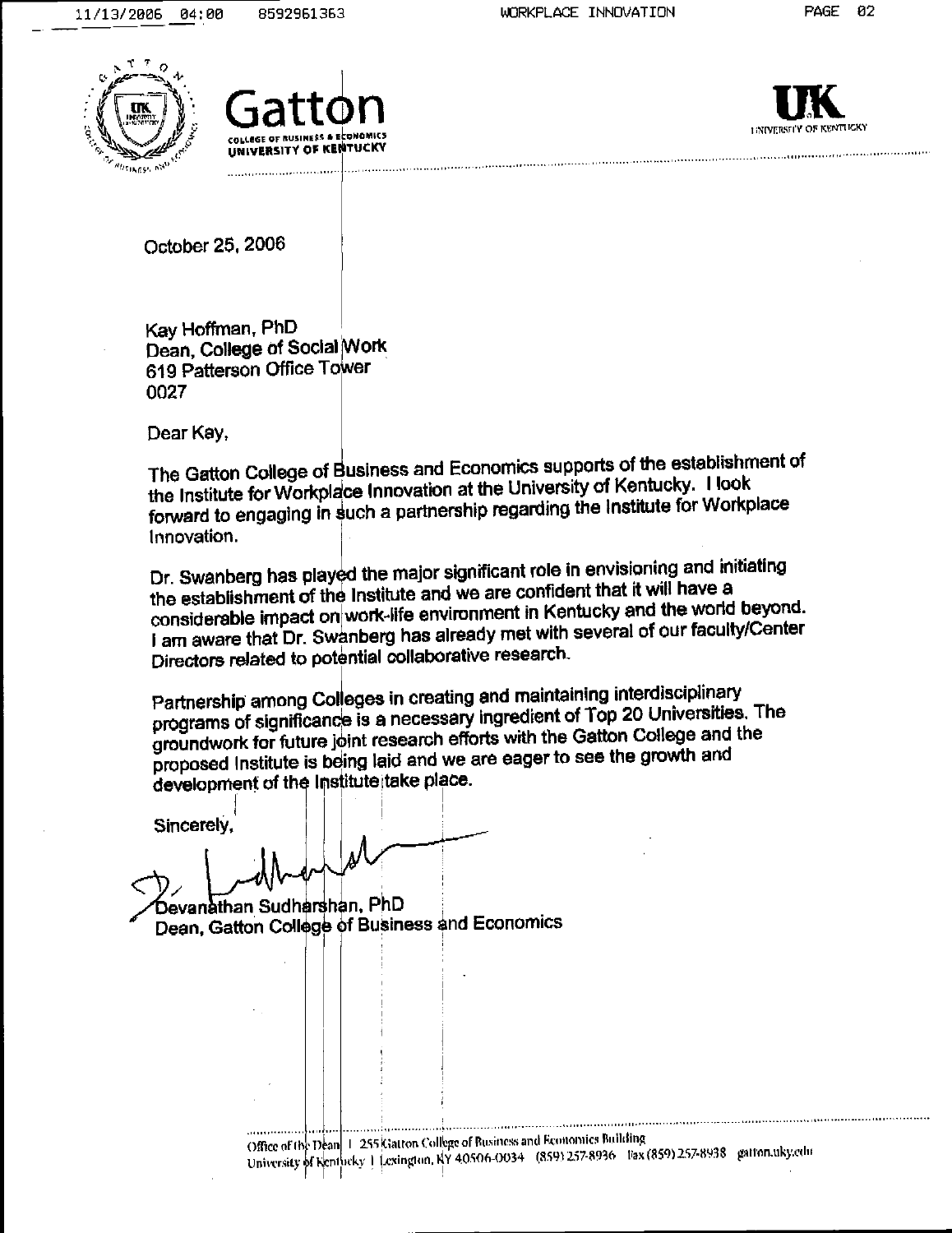Gatton
COLLEGE OF BUSINESS & ECONOMICS
UNIVERSITY OF KENTUCKY

UK
UNIVERSITY OF KENTUCKY

October 25, 2006

Kay Hoffman, PhD
Dean, College of Social Work
619 Patterson Office Tower
0027

Dear Kay,

The Gatton College of Business and Economics supports of the establishment of the Institute for Workplace Innovation at the University of Kentucky. I look forward to engaging in such a partnership regarding the Institute for Workplace Innovation.

Dr. Swanberg has played the major significant role in envisioning and initiating the establishment of the Institute and we are confident that it will have a considerable impact on work-life environment in Kentucky and the world beyond. I am aware that Dr. Swanberg has already met with several of our faculty/Center Directors related to potential collaborative research.

Partnership among Colleges in creating and maintaining interdisciplinary programs of significance is a necessary ingredient of Top 20 Universities. The groundwork for future joint research efforts with the Gatton College and the proposed Institute is being laid and we are eager to see the growth and development of the Institute take place.

Sincerely,

Devanathan Sudharshan, PhD
Dean, Gatton College of Business and Economics

Office of the Dean | 255 Gatton College of Business and Economics Building
University of Kentucky | Lexington, KY 40506-0034 (859) 257-8936 fax (859) 257-8938 gatton.uky.edu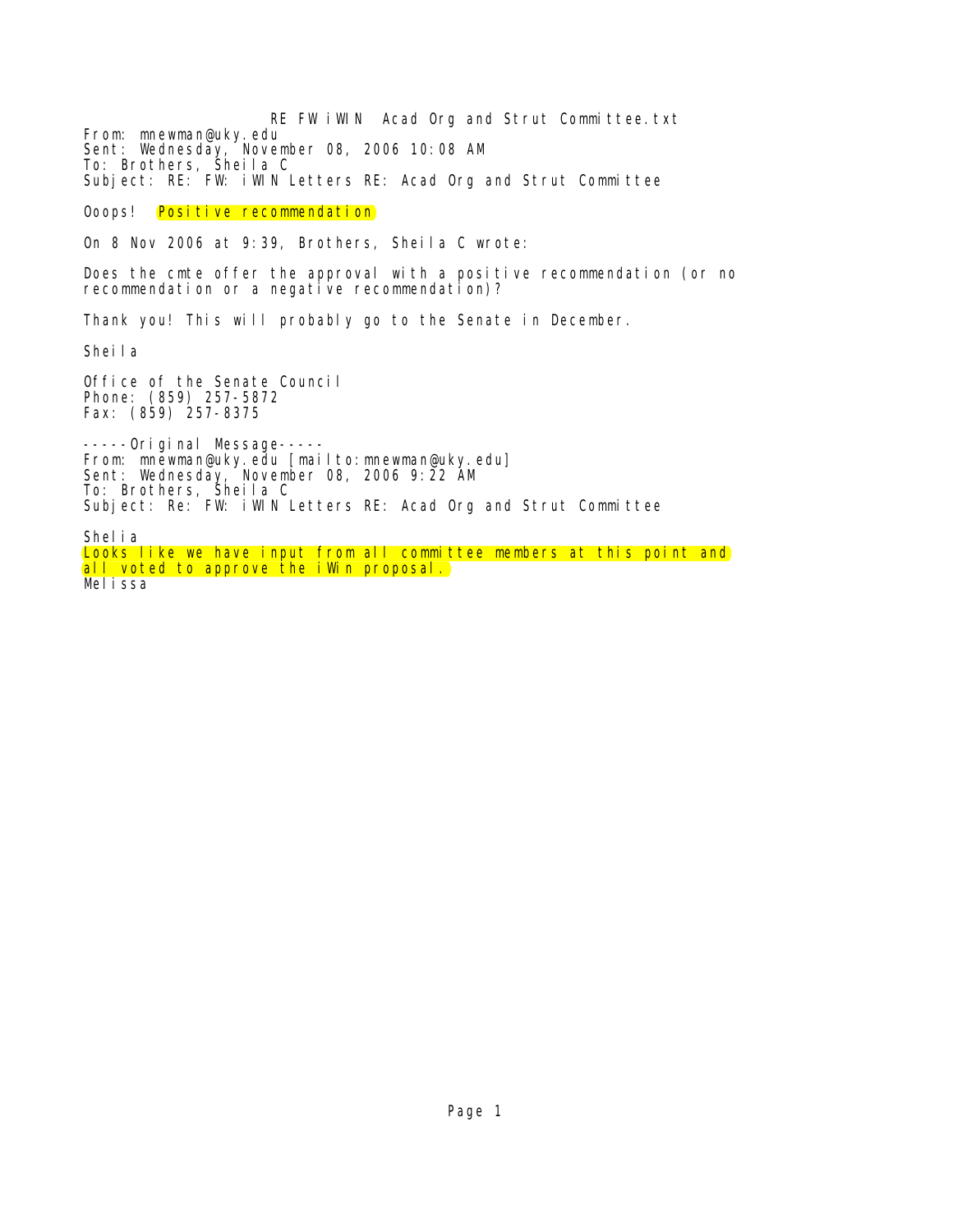RE FW iWIN Acad Org and Strut Committee.txt

From: mnewman@uky.edu
Sent: Wednesday, November 08, 2006 10:08 AM
To: Brothers, Sheila C
Subject: RE: FW: iWIN Letters RE: Acad Org and Strut Committee

Ooops! Positive recommendation

On 8 Nov 2006 at 9:39, Brothers, Sheila C wrote:

Does the cmte offer the approval with a positive recommendation (or no recommendation or a negative recommendation)?

Thank you! This will probably go to the Senate in December.

Sheila

Office of the Senate Council
Phone: (859) 257-5872
Fax: (859) 257-8375

-----Original Message-----
From: mnewman@uky.edu [mailto:mnewman@uky.edu]
Sent: Wednesday, November 08, 2006 9:22 AM
To: Brothers, Sheila C
Subject: Re: FW: iWIN Letters RE: Acad Org and Strut Committee

Shelia
Looks like we have input from all committee members at this point and all voted to approve the iWin proposal.
Melissa